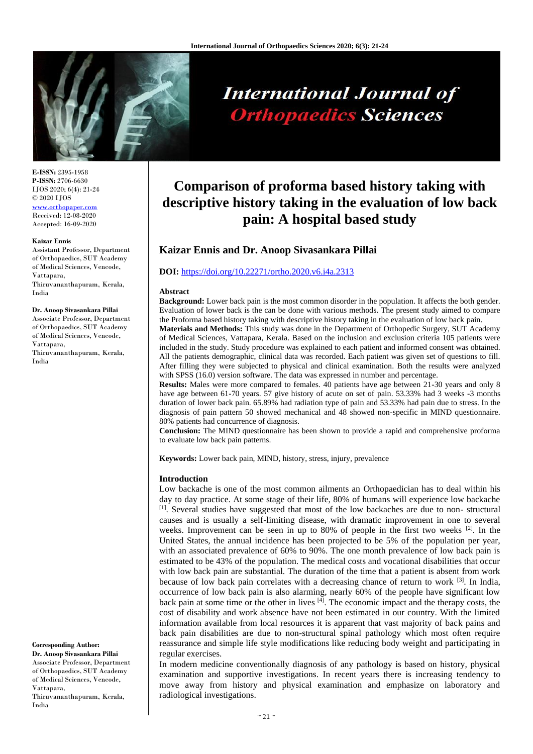**E-ISSN:** 2395-1958
**P-ISSN:** 2706-6630
IJOS 2020; 6(4): 21-24
© 2020 IJOS
www.orthopaper.com
Received: 12-08-2020
Accepted: 16-09-2020

**Kaizar Ennis**
Assistant Professor, Department of Orthopaedics, SUT Academy of Medical Sciences, Vencode, Vattapara, Thiruvananthapuram, Kerala, India

**Dr. Anoop Sivasankara Pillai**
Associate Professor, Department of Orthopaedics, SUT Academy of Medical Sciences, Vencode, Vattapara, Thiruvananthapuram, Kerala, India

**Corresponding Author:**
**Dr. Anoop Sivasankara Pillai**
Associate Professor, Department of Orthopaedics, SUT Academy of Medical Sciences, Vencode, Vattapara, Thiruvananthapuram, Kerala, India

# Comparison of proforma based history taking with descriptive history taking in the evaluation of low back pain: A hospital based study

## Kaizar Ennis and Dr. Anoop Sivasankara Pillai

**DOI:** https://doi.org/10.22271/ortho.2020.v6.i4a.2313

### Abstract

**Background:** Lower back pain is the most common disorder in the population. It affects the both gender. Evaluation of lower back is the can be done with various methods. The present study aimed to compare the Proforma based history taking with descriptive history taking in the evaluation of low back pain.

**Materials and Methods:** This study was done in the Department of Orthopedic Surgery, SUT Academy of Medical Sciences, Vattapara, Kerala. Based on the inclusion and exclusion criteria 105 patients were included in the study. Study procedure was explained to each patient and informed consent was obtained. All the patients demographic, clinical data was recorded. Each patient was given set of questions to fill. After filling they were subjected to physical and clinical examination. Both the results were analyzed with SPSS (16.0) version software. The data was expressed in number and percentage.

**Results:** Males were more compared to females. 40 patients have age between 21-30 years and only 8 have age between 61-70 years. 57 give history of acute on set of pain. 53.33% had 3 weeks -3 months duration of lower back pain. 65.89% had radiation type of pain and 53.33% had pain due to stress. In the diagnosis of pain pattern 50 showed mechanical and 48 showed non-specific in MIND questionnaire. 80% patients had concurrence of diagnosis.

**Conclusion:** The MIND questionnaire has been shown to provide a rapid and comprehensive proforma to evaluate low back pain patterns.

**Keywords:** Lower back pain, MIND, history, stress, injury, prevalence

### Introduction

Low backache is one of the most common ailments an Orthopaedician has to deal within his day to day practice. At some stage of their life, 80% of humans will experience low backache [1]. Several studies have suggested that most of the low backaches are due to non- structural causes and is usually a self-limiting disease, with dramatic improvement in one to several weeks. Improvement can be seen in up to 80% of people in the first two weeks [2]. In the United States, the annual incidence has been projected to be 5% of the population per year, with an associated prevalence of 60% to 90%. The one month prevalence of low back pain is estimated to be 43% of the population. The medical costs and vocational disabilities that occur with low back pain are substantial. The duration of the time that a patient is absent from work because of low back pain correlates with a decreasing chance of return to work [3]. In India, occurrence of low back pain is also alarming, nearly 60% of the people have significant low back pain at some time or the other in lives [4]. The economic impact and the therapy costs, the cost of disability and work absence have not been estimated in our country. With the limited information available from local resources it is apparent that vast majority of back pains and back pain disabilities are due to non-structural spinal pathology which most often require reassurance and simple life style modifications like reducing body weight and participating in regular exercises.

In modern medicine conventionally diagnosis of any pathology is based on history, physical examination and supportive investigations. In recent years there is increasing tendency to move away from history and physical examination and emphasize on laboratory and radiological investigations.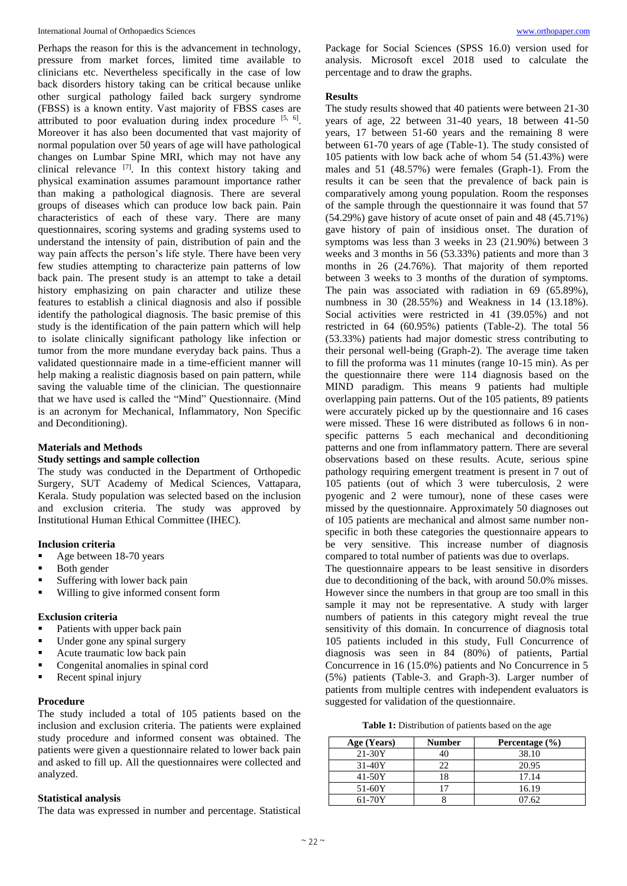Perhaps the reason for this is the advancement in technology, pressure from market forces, limited time available to clinicians etc. Nevertheless specifically in the case of low back disorders history taking can be critical because unlike other surgical pathology failed back surgery syndrome (FBSS) is a known entity. Vast majority of FBSS cases are attributed to poor evaluation during index procedure [5, 6]. Moreover it has also been documented that vast majority of normal population over 50 years of age will have pathological changes on Lumbar Spine MRI, which may not have any clinical relevance [7]. In this context history taking and physical examination assumes paramount importance rather than making a pathological diagnosis. There are several groups of diseases which can produce low back pain. Pain characteristics of each of these vary. There are many questionnaires, scoring systems and grading systems used to understand the intensity of pain, distribution of pain and the way pain affects the person's life style. There have been very few studies attempting to characterize pain patterns of low back pain. The present study is an attempt to take a detail history emphasizing on pain character and utilize these features to establish a clinical diagnosis and also if possible identify the pathological diagnosis. The basic premise of this study is the identification of the pain pattern which will help to isolate clinically significant pathology like infection or tumor from the more mundane everyday back pains. Thus a validated questionnaire made in a time-efficient manner will help making a realistic diagnosis based on pain pattern, while saving the valuable time of the clinician. The questionnaire that we have used is called the "Mind" Questionnaire. (Mind is an acronym for Mechanical, Inflammatory, Non Specific and Deconditioning).

## Materials and Methods

### Study settings and sample collection

The study was conducted in the Department of Orthopedic Surgery, SUT Academy of Medical Sciences, Vattapara, Kerala. Study population was selected based on the inclusion and exclusion criteria. The study was approved by Institutional Human Ethical Committee (IHEC).

### Inclusion criteria

- Age between 18-70 years
- Both gender
- Suffering with lower back pain
- Willing to give informed consent form

### Exclusion criteria

- Patients with upper back pain
- Under gone any spinal surgery
- Acute traumatic low back pain
- Congenital anomalies in spinal cord
- Recent spinal injury

### Procedure

The study included a total of 105 patients based on the inclusion and exclusion criteria. The patients were explained study procedure and informed consent was obtained. The patients were given a questionnaire related to lower back pain and asked to fill up. All the questionnaires were collected and analyzed.

### Statistical analysis

The data was expressed in number and percentage. Statistical Package for Social Sciences (SPSS 16.0) version used for analysis. Microsoft excel 2018 used to calculate the percentage and to draw the graphs.

## Results

The study results showed that 40 patients were between 21-30 years of age, 22 between 31-40 years, 18 between 41-50 years, 17 between 51-60 years and the remaining 8 were between 61-70 years of age (Table-1). The study consisted of 105 patients with low back ache of whom 54 (51.43%) were males and 51 (48.57%) were females (Graph-1). From the results it can be seen that the prevalence of back pain is comparatively among young population. Room the responses of the sample through the questionnaire it was found that 57 (54.29%) gave history of acute onset of pain and 48 (45.71%) gave history of pain of insidious onset. The duration of symptoms was less than 3 weeks in 23 (21.90%) between 3 weeks and 3 months in 56 (53.33%) patients and more than 3 months in 26 (24.76%). That majority of them reported between 3 weeks to 3 months of the duration of symptoms. The pain was associated with radiation in 69 (65.89%), numbness in 30 (28.55%) and Weakness in 14 (13.18%). Social activities were restricted in 41 (39.05%) and not restricted in 64 (60.95%) patients (Table-2). The total 56 (53.33%) patients had major domestic stress contributing to their personal well-being (Graph-2). The average time taken to fill the proforma was 11 minutes (range 10-15 min). As per the questionnaire there were 114 diagnosis based on the MIND paradigm. This means 9 patients had multiple overlapping pain patterns. Out of the 105 patients, 89 patients were accurately picked up by the questionnaire and 16 cases were missed. These 16 were distributed as follows 6 in non-specific patterns 5 each mechanical and deconditioning patterns and one from inflammatory pattern. There are several observations based on these results. Acute, serious spine pathology requiring emergent treatment is present in 7 out of 105 patients (out of which 3 were tuberculosis, 2 were pyogenic and 2 were tumour), none of these cases were missed by the questionnaire. Approximately 50 diagnoses out of 105 patients are mechanical and almost same number non-specific in both these categories the questionnaire appears to be very sensitive. This increase number of diagnosis compared to total number of patients was due to overlaps.

The questionnaire appears to be least sensitive in disorders due to deconditioning of the back, with around 50.0% misses. However since the numbers in that group are too small in this sample it may not be representative. A study with larger numbers of patients in this category might reveal the true sensitivity of this domain. In concurrence of diagnosis total 105 patients included in this study, Full Concurrence of diagnosis was seen in 84 (80%) of patients, Partial Concurrence in 16 (15.0%) patients and No Concurrence in 5 (5%) patients (Table-3. and Graph-3). Larger number of patients from multiple centres with independent evaluators is suggested for validation of the questionnaire.

**Table 1:** Distribution of patients based on the age

| Age (Years) | Number | Percentage (%) |
|---|---|---|
| 21-30Y | 40 | 38.10 |
| 31-40Y | 22 | 20.95 |
| 41-50Y | 18 | 17.14 |
| 51-60Y | 17 | 16.19 |
| 61-70Y | 8 | 07.62 |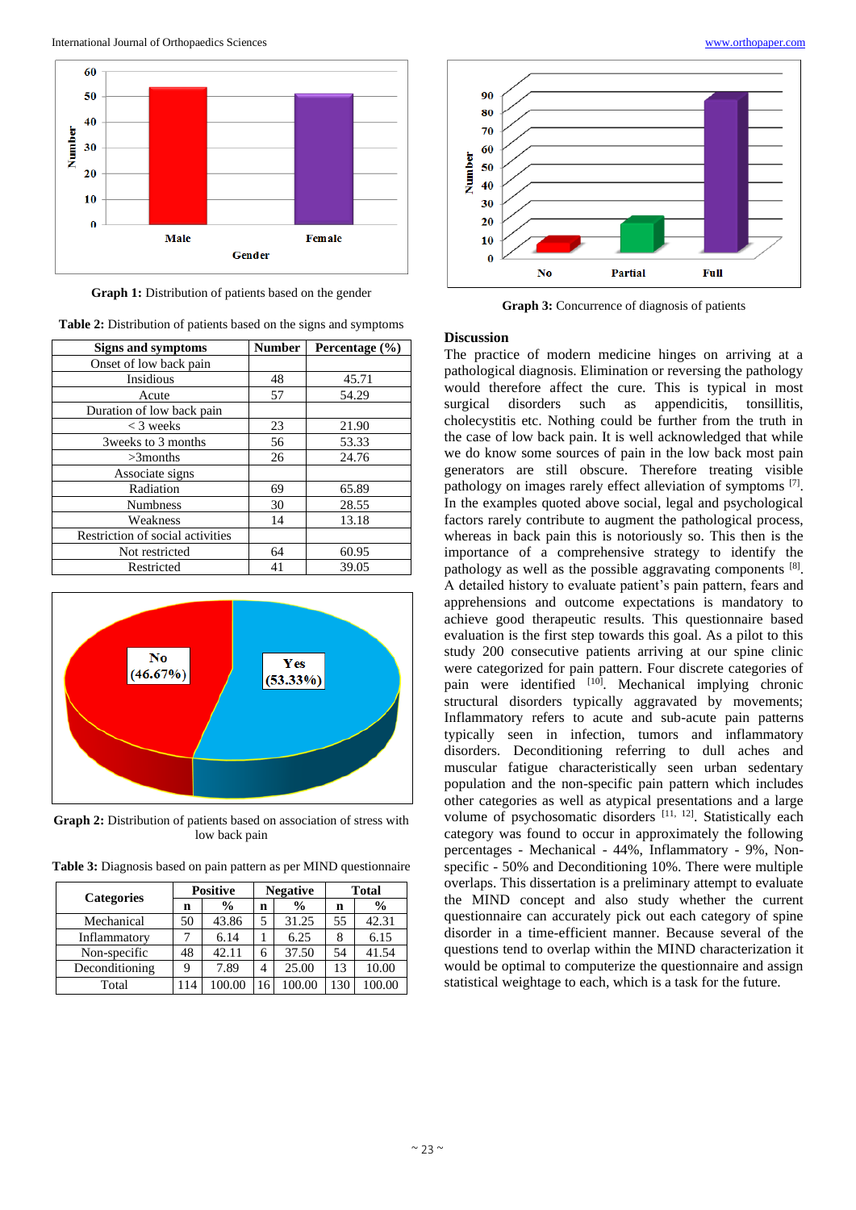Graph 1: Distribution of patients based on the gender

**Table 2:** Distribution of patients based on the signs and symptoms

| Signs and symptoms | Number | Percentage (%) |
|---|---|---|
| Onset of low back pain | | |
| Insidious | 48 | 45.71 |
| Acute | 57 | 54.29 |
| Duration of low back pain | | |
| < 3 weeks | 23 | 21.90 |
| 3weeks to 3 months | 56 | 53.33 |
| >3months | 26 | 24.76 |
| Associate signs | | |
| Radiation | 69 | 65.89 |
| Numbness | 30 | 28.55 |
| Weakness | 14 | 13.18 |
| Restriction of social activities | | |
| Not restricted | 64 | 60.95 |
| Restricted | 41 | 39.05 |

**Graph 2:** Distribution of patients based on association of stress with low back pain

**Table 3:** Diagnosis based on pain pattern as per MIND questionnaire

| Categories | Positive | | Negative | | Total | |
|---|---|---|---|---|---|---|
| | n | % | n | % | n | % |
| Mechanical | 50 | 43.86 | 5 | 31.25 | 55 | 42.31 |
| Inflammatory | 7 | 6.14 | 1 | 6.25 | 8 | 6.15 |
| Non-specific | 48 | 42.11 | 6 | 37.50 | 54 | 41.54 |
| Deconditioning | 9 | 7.89 | 4 | 25.00 | 13 | 10.00 |
| Total | 114 | 100.00 | 16 | 100.00 | 130 | 100.00 |

**Graph 3:** Concurrence of diagnosis of patients

## Discussion

The practice of modern medicine hinges on arriving at a pathological diagnosis. Elimination or reversing the pathology would therefore affect the cure. This is typical in most surgical disorders such as appendicitis, tonsillitis, cholecystitis etc. Nothing could be further from the truth in the case of low back pain. It is well acknowledged that while we do know some sources of pain in the low back most pain generators are still obscure. Therefore treating visible pathology on images rarely effect alleviation of symptoms [7]. In the examples quoted above social, legal and psychological factors rarely contribute to augment the pathological process, whereas in back pain this is notoriously so. This then is the importance of a comprehensive strategy to identify the pathology as well as the possible aggravating components [8].

A detailed history to evaluate patient's pain pattern, fears and apprehensions and outcome expectations is mandatory to achieve good therapeutic results. This questionnaire based evaluation is the first step towards this goal. As a pilot to this study 200 consecutive patients arriving at our spine clinic were categorized for pain pattern. Four discrete categories of pain were identified [10]. Mechanical implying chronic structural disorders typically aggravated by movements; Inflammatory refers to acute and sub-acute pain patterns typically seen in infection, tumors and inflammatory disorders. Deconditioning referring to dull aches and muscular fatigue characteristically seen urban sedentary population and the non-specific pain pattern which includes other categories as well as atypical presentations and a large volume of psychosomatic disorders [11, 12]. Statistically each category was found to occur in approximately the following percentages - Mechanical - 44%, Inflammatory - 9%, Non-specific - 50% and Deconditioning 10%. There were multiple overlaps. This dissertation is a preliminary attempt to evaluate the MIND concept and also study whether the current questionnaire can accurately pick out each category of spine disorder in a time-efficient manner. Because several of the questions tend to overlap within the MIND characterization it would be optimal to computerize the questionnaire and assign statistical weightage to each, which is a task for the future.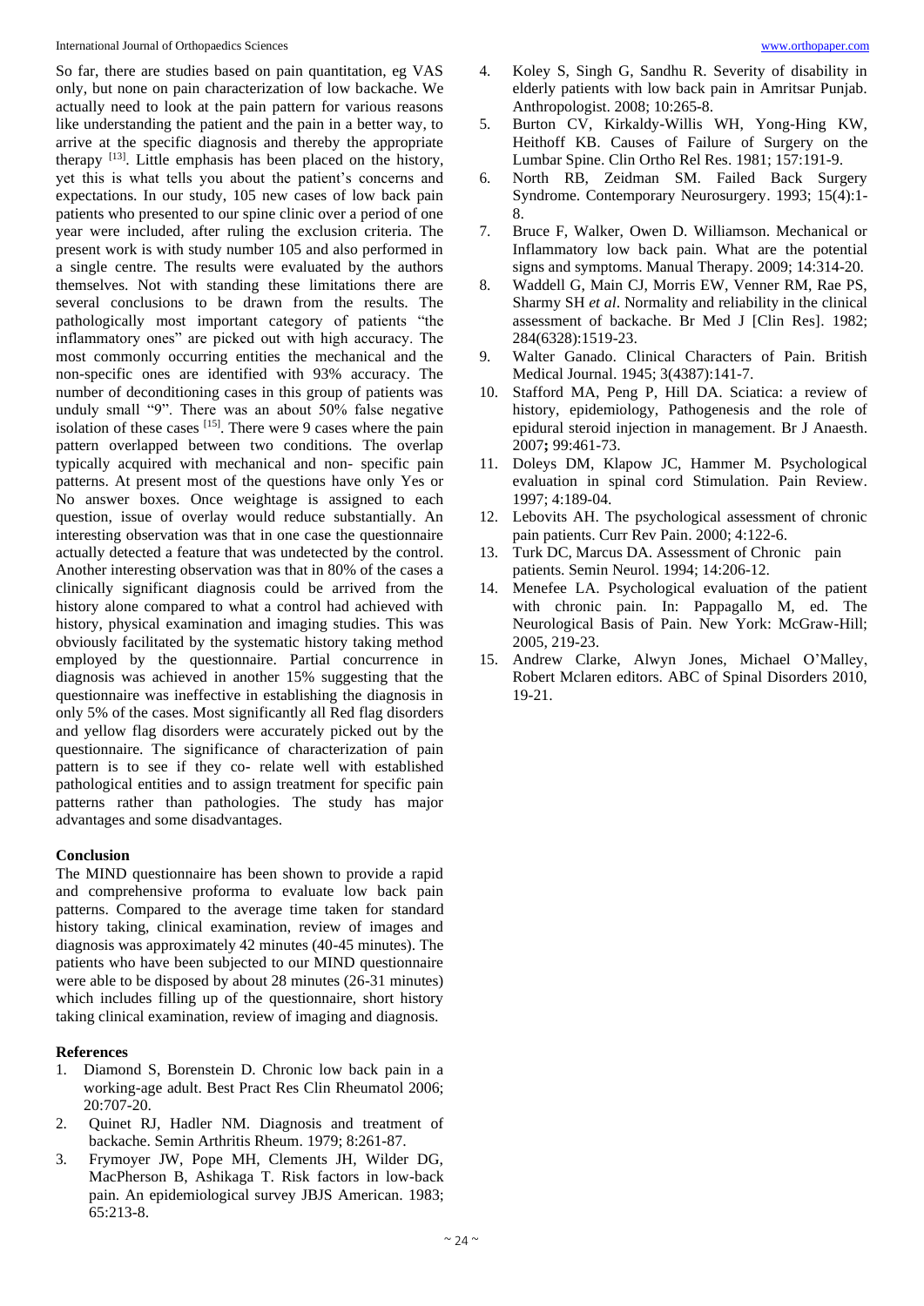So far, there are studies based on pain quantitation, eg VAS only, but none on pain characterization of low backache. We actually need to look at the pain pattern for various reasons like understanding the patient and the pain in a better way, to arrive at the specific diagnosis and thereby the appropriate therapy [13]. Little emphasis has been placed on the history, yet this is what tells you about the patient's concerns and expectations. In our study, 105 new cases of low back pain patients who presented to our spine clinic over a period of one year were included, after ruling the exclusion criteria. The present work is with study number 105 and also performed in a single centre. The results were evaluated by the authors themselves. Not with standing these limitations there are several conclusions to be drawn from the results. The pathologically most important category of patients "the inflammatory ones" are picked out with high accuracy. The most commonly occurring entities the mechanical and the non-specific ones are identified with 93% accuracy. The number of deconditioning cases in this group of patients was unduly small "9". There was an about 50% false negative isolation of these cases [15]. There were 9 cases where the pain pattern overlapped between two conditions. The overlap typically acquired with mechanical and non- specific pain patterns. At present most of the questions have only Yes or No answer boxes. Once weightage is assigned to each question, issue of overlay would reduce substantially. An interesting observation was that in one case the questionnaire actually detected a feature that was undetected by the control. Another interesting observation was that in 80% of the cases a clinically significant diagnosis could be arrived from the history alone compared to what a control had achieved with history, physical examination and imaging studies. This was obviously facilitated by the systematic history taking method employed by the questionnaire. Partial concurrence in diagnosis was achieved in another 15% suggesting that the questionnaire was ineffective in establishing the diagnosis in only 5% of the cases. Most significantly all Red flag disorders and yellow flag disorders were accurately picked out by the questionnaire. The significance of characterization of pain pattern is to see if they co- relate well with established pathological entities and to assign treatment for specific pain patterns rather than pathologies. The study has major advantages and some disadvantages.

## Conclusion

The MIND questionnaire has been shown to provide a rapid and comprehensive proforma to evaluate low back pain patterns. Compared to the average time taken for standard history taking, clinical examination, review of images and diagnosis was approximately 42 minutes (40-45 minutes). The patients who have been subjected to our MIND questionnaire were able to be disposed by about 28 minutes (26-31 minutes) which includes filling up of the questionnaire, short history taking clinical examination, review of imaging and diagnosis.

## References

1. Diamond S, Borenstein D. Chronic low back pain in a working-age adult. Best Pract Res Clin Rheumatol 2006; 20:707-20.
2. Quinet RJ, Hadler NM. Diagnosis and treatment of backache. Semin Arthritis Rheum. 1979; 8:261-87.
3. Frymoyer JW, Pope MH, Clements JH, Wilder DG, MacPherson B, Ashikaga T. Risk factors in low-back pain. An epidemiological survey JBJS American. 1983; 65:213-8.
4. Koley S, Singh G, Sandhu R. Severity of disability in elderly patients with low back pain in Amritsar Punjab. Anthropologist. 2008; 10:265-8.
5. Burton CV, Kirkaldy-Willis WH, Yong-Hing KW, Heithoff KB. Causes of Failure of Surgery on the Lumbar Spine. Clin Ortho Rel Res. 1981; 157:191-9.
6. North RB, Zeidman SM. Failed Back Surgery Syndrome. Contemporary Neurosurgery. 1993; 15(4):1-8.
7. Bruce F, Walker, Owen D. Williamson. Mechanical or Inflammatory low back pain. What are the potential signs and symptoms. Manual Therapy. 2009; 14:314-20.
8. Waddell G, Main CJ, Morris EW, Venner RM, Rae PS, Sharmy SH *et al*. Normality and reliability in the clinical assessment of backache. Br Med J [Clin Res]. 1982; 284(6328):1519-23.
9. Walter Ganado. Clinical Characters of Pain. British Medical Journal. 1945; 3(4387):141-7.
10. Stafford MA, Peng P, Hill DA. Sciatica: a review of history, epidemiology, Pathogenesis and the role of epidural steroid injection in management. Br J Anaesth. 2007**;** 99:461-73.
11. Doleys DM, Klapow JC, Hammer M. Psychological evaluation in spinal cord Stimulation. Pain Review. 1997; 4:189-04.
12. Lebovits AH. The psychological assessment of chronic pain patients. Curr Rev Pain. 2000; 4:122-6.
13. Turk DC, Marcus DA. Assessment of Chronic pain patients. Semin Neurol. 1994; 14:206-12.
14. Menefee LA. Psychological evaluation of the patient with chronic pain. In: Pappagallo M, ed. The Neurological Basis of Pain. New York: McGraw-Hill; 2005, 219-23.
15. Andrew Clarke, Alwyn Jones, Michael O'Malley, Robert Mclaren editors. ABC of Spinal Disorders 2010, 19-21.